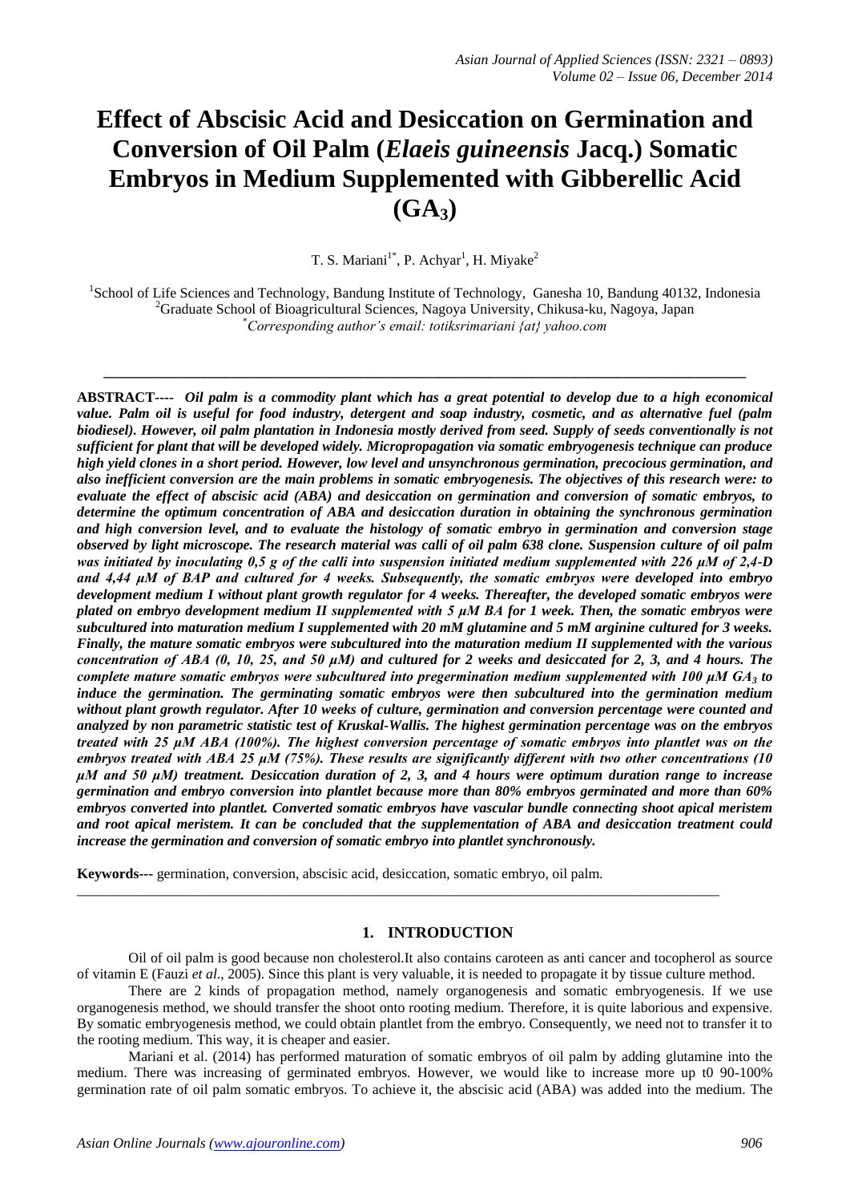# Effect of Abscisic Acid and Desiccation on Germination and Conversion of Oil Palm (*Elaeis guineensis* Jacq.) Somatic Embryos in Medium Supplemented with Gibberellic Acid ($GA_3$)

T. S. Mariani[1*], P. Achyar[1], H. Miyake[2]

[1]School of Life Sciences and Technology, Bandung Institute of Technology, Ganesha 10, Bandung 40132, Indonesia
[2]Graduate School of Bioagricultural Sciences, Nagoya University, Chikusa-ku, Nagoya, Japan
[*]*Corresponding author's email: totiksrimariani {at} yahoo.com*

---

**ABSTRACT----** ***Oil palm is a commodity plant which has a great potential to develop due to a high economical value. Palm oil is useful for food industry, detergent and soap industry, cosmetic, and as alternative fuel (palm biodiesel). However, oil palm plantation in Indonesia mostly derived from seed. Supply of seeds conventionally is not sufficient for plant that will be developed widely. Micropropagation via somatic embryogenesis technique can produce high yield clones in a short period. However, low level and unsynchronous germination, precocious germination, and also inefficient conversion are the main problems in somatic embryogenesis. The objectives of this research were: to evaluate the effect of abscisic acid (ABA) and desiccation on germination and conversion of somatic embryos, to determine the optimum concentration of ABA and desiccation duration in obtaining the synchronous germination and high conversion level, and to evaluate the histology of somatic embryo in germination and conversion stage observed by light microscope. The research material was calli of oil palm 638 clone. Suspension culture of oil palm was initiated by inoculating 0,5 g of the calli into suspension initiated medium supplemented with 226 µM of 2,4-D and 4,44 µM of BAP and cultured for 4 weeks. Subsequently, the somatic embryos were developed into embryo development medium I without plant growth regulator for 4 weeks. Thereafter, the developed somatic embryos were plated on embryo development medium II supplemented with 5 µM BA for 1 week. Then, the somatic embryos were subcultured into maturation medium I supplemented with 20 mM glutamine and 5 mM arginine cultured for 3 weeks. Finally, the mature somatic embryos were subcultured into the maturation medium II supplemented with the various concentration of ABA (0, 10, 25, and 50 µM) and cultured for 2 weeks and desiccated for 2, 3, and 4 hours. The complete mature somatic embryos were subcultured into pregermination medium supplemented with 100 µM $GA_3$ to induce the germination. The germinating somatic embryos were then subcultured into the germination medium without plant growth regulator. After 10 weeks of culture, germination and conversion percentage were counted and analyzed by non parametric statistic test of Kruskal-Wallis. The highest germination percentage was on the embryos treated with 25 µM ABA (100%). The highest conversion percentage of somatic embryos into plantlet was on the embryos treated with ABA 25 µM (75%). These results are significantly different with two other concentrations (10 µM and 50 µM) treatment. Desiccation duration of 2, 3, and 4 hours were optimum duration range to increase germination and embryo conversion into plantlet because more than 80% embryos germinated and more than 60% embryos converted into plantlet. Converted somatic embryos have vascular bundle connecting shoot apical meristem and root apical meristem. It can be concluded that the supplementation of ABA and desiccation treatment could increase the germination and conversion of somatic embryo into plantlet synchronously.***

**Keywords---** germination, conversion, abscisic acid, desiccation, somatic embryo, oil palm.

---

## 1. INTRODUCTION

Oil of oil palm is good because non cholesterol.It also contains caroteen as anti cancer and tocopherol as source of vitamin E (Fauzi *et al*., 2005). Since this plant is very valuable, it is needed to propagate it by tissue culture method.

There are 2 kinds of propagation method, namely organogenesis and somatic embryogenesis. If we use organogenesis method, we should transfer the shoot onto rooting medium. Therefore, it is quite laborious and expensive. By somatic embryogenesis method, we could obtain plantlet from the embryo. Consequently, we need not to transfer it to the rooting medium. This way, it is cheaper and easier.

Mariani et al. (2014) has performed maturation of somatic embryos of oil palm by adding glutamine into the medium. There was increasing of germinated embryos. However, we would like to increase more up t0 90-100% germination rate of oil palm somatic embryos. To achieve it, the abscisic acid (ABA) was added into the medium. The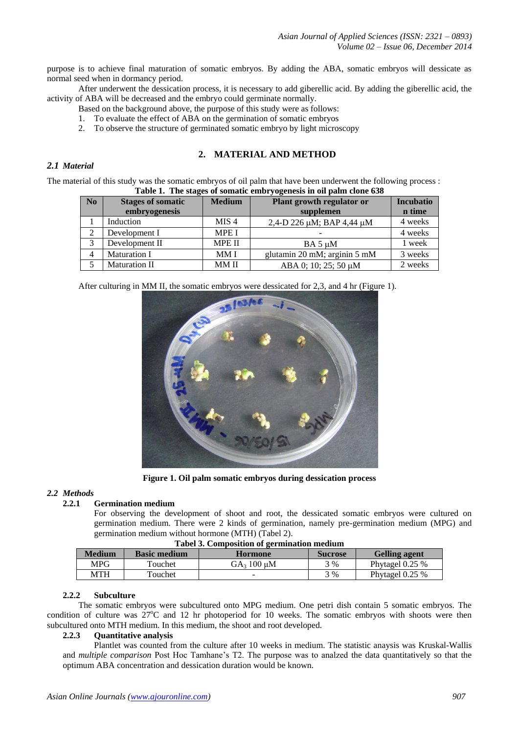purpose is to achieve final maturation of somatic embryos. By adding the ABA, somatic embryos will dessicate as normal seed when in dormancy period.

After underwent the dessication process, it is necessary to add giberellic acid. By adding the giberellic acid, the activity of ABA will be decreased and the embryo could germinate normally.

Based on the background above, the purpose of this study were as follows:

1. To evaluate the effect of ABA on the germination of somatic embryos
2. To observe the structure of germinated somatic embryo by light microscopy

## 2. MATERIAL AND METHOD

### *2.1 Material*

The material of this study was the somatic embryos of oil palm that have been underwent the following process :

**Table 1. The stages of somatic embryogenesis in oil palm clone 638**

| No | Stages of somatic embryogenesis | Medium | Plant growth regulator or supplemen | Incubation time |
|---|---|---|---|---|
| 1 | Induction | MIS 4 | 2,4-D 226 μM; BAP 4,44 μM | 4 weeks |
| 2 | Development I | MPE I | - | 4 weeks |
| 3 | Development II | MPE II | BA 5 μM | 1 week |
| 4 | Maturation I | MM I | glutamin 20 mM; arginin 5 mM | 3 weeks |
| 5 | Maturation II | MM II | ABA 0; 10; 25; 50 μM | 2 weeks |

After culturing in MM II, the somatic embryos were dessicated for 2,3, and 4 hr (Figure 1).

**Figure 1. Oil palm somatic embryos during dessication process**

### *2.2 Methods*

#### 2.2.1 Germination medium

For observing the development of shoot and root, the dessicated somatic embryos were cultured on germination medium. There were 2 kinds of germination, namely pre-germination medium (MPG) and germination medium without hormone (MTH) (Tabel 2).

**Tabel 3. Composition of germination medium**

| Medium | Basic medium | Hormone | Sucrose | Gelling agent |
|---|---|---|---|---|
| MPG | Touchet | $GA_3$ 100 μM | 3 % | Phytagel 0.25 % |
| MTH | Touchet | - | 3 % | Phytagel 0.25 % |

#### 2.2.2 Subculture

The somatic embryos were subcultured onto MPG medium. One petri dish contain 5 somatic embryos. The condition of culture was 27°C and 12 hr photoperiod for 10 weeks. The somatic embryos with shoots were then subcultured onto MTH medium. In this medium, the shoot and root developed.

#### 2.2.3 Quantitative analysis

Plantlet was counted from the culture after 10 weeks in medium. The statistic anaysis was Kruskal-Wallis and *multiple comparison* Post Hoc Tamhane's T2. The purpose was to analzed the data quantitatively so that the optimum ABA concentration and dessication duration would be known.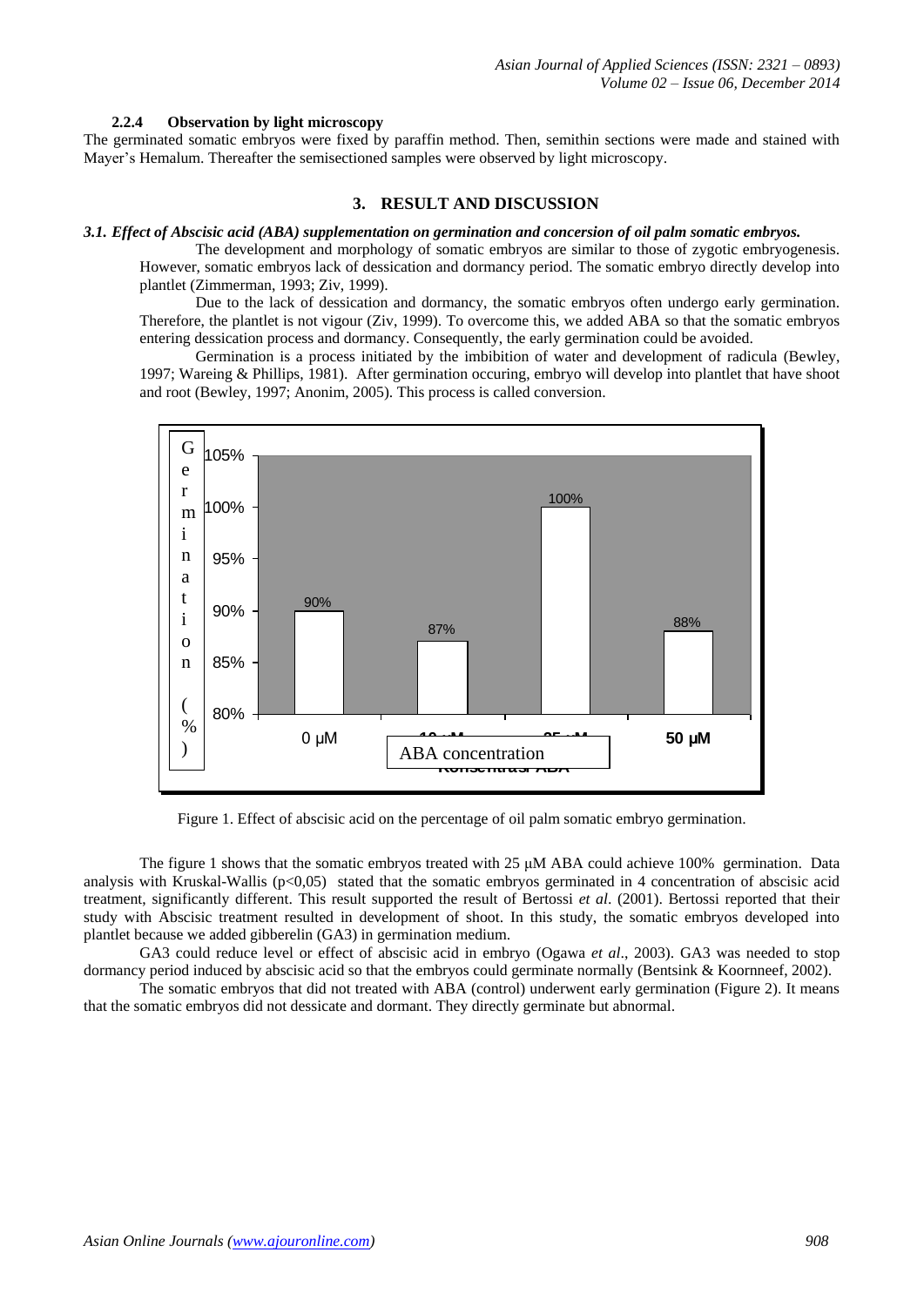#### 2.2.4 Observation by light microscopy

The germinated somatic embryos were fixed by paraffin method. Then, semithin sections were made and stained with Mayer's Hemalum. Thereafter the semisectioned samples were observed by light microscopy.

## 3. RESULT AND DISCUSSION

### *3.1. Effect of Abscisic acid (ABA) supplementation on germination and concersion of oil palm somatic embryos.*

The development and morphology of somatic embryos are similar to those of zygotic embryogenesis. However, somatic embryos lack of dessication and dormancy period. The somatic embryo directly develop into plantlet (Zimmerman, 1993; Ziv, 1999).

Due to the lack of dessication and dormancy, the somatic embryos often undergo early germination. Therefore, the plantlet is not vigour (Ziv, 1999). To overcome this, we added ABA so that the somatic embryos entering dessication process and dormancy. Consequently, the early germination could be avoided.

Germination is a process initiated by the imbibition of water and development of radicula (Bewley, 1997; Wareing & Phillips, 1981). After germination occuring, embryo will develop into plantlet that have shoot and root (Bewley, 1997; Anonim, 2005). This process is called conversion.

Figure 1. Effect of abscisic acid on the percentage of oil palm somatic embryo germination.

The figure 1 shows that the somatic embryos treated with 25 μM ABA could achieve 100% germination. Data analysis with Kruskal-Wallis ($p<0,05$) stated that the somatic embryos germinated in 4 concentration of abscisic acid treatment, significantly different. This result supported the result of Bertossi *et al*. (2001). Bertossi reported that their study with Abscisic treatment resulted in development of shoot. In this study, the somatic embryos developed into plantlet because we added gibberelin (GA3) in germination medium.

GA3 could reduce level or effect of abscisic acid in embryo (Ogawa *et al*., 2003). GA3 was needed to stop dormancy period induced by abscisic acid so that the embryos could germinate normally (Bentsink & Koornneef, 2002).

The somatic embryos that did not treated with ABA (control) underwent early germination (Figure 2). It means that the somatic embryos did not dessicate and dormant. They directly germinate but abnormal.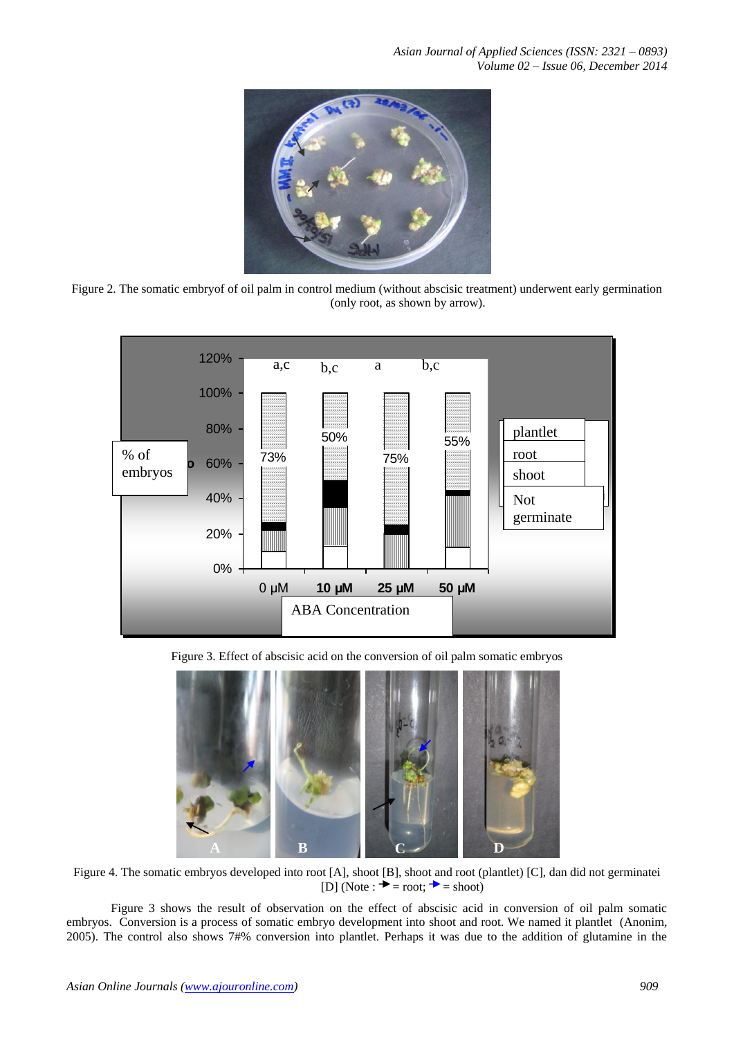Figure 2. The somatic embryof of oil palm in control medium (without abscisic treatment) underwent early germination (only root, as shown by arrow).

Figure 3. Effect of abscisic acid on the conversion of oil palm somatic embryos

Figure 4. The somatic embryos developed into root [A], shoot [B], shoot and root (plantlet) [C], dan did not germinatei [D] (Note : ➔ = root; ➔ = shoot)

Figure 3 shows the result of observation on the effect of abscisic acid in conversion of oil palm somatic embryos. Conversion is a process of somatic embryo development into shoot and root. We named it plantlet (Anonim, 2005). The control also shows 7#% conversion into plantlet. Perhaps it was due to the addition of glutamine in the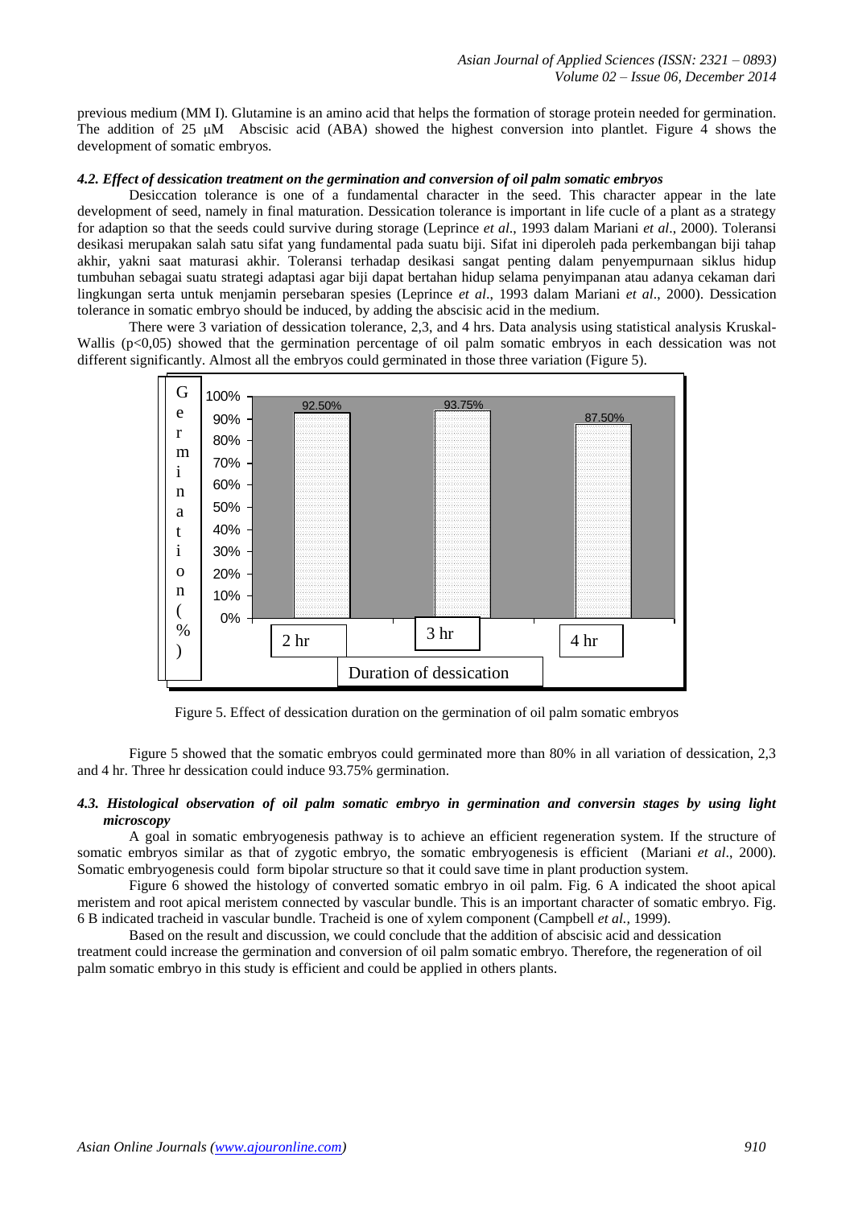previous medium (MM I). Glutamine is an amino acid that helps the formation of storage protein needed for germination. The addition of 25 μM Abscisic acid (ABA) showed the highest conversion into plantlet. Figure 4 shows the development of somatic embryos.

#### *4.2. Effect of dessication treatment on the germination and conversion of oil palm somatic embryos*

Desiccation tolerance is one of a fundamental character in the seed. This character appear in the late development of seed, namely in final maturation. Dessication tolerance is important in life cucle of a plant as a strategy for adaption so that the seeds could survive during storage (Leprince *et al*., 1993 dalam Mariani *et al*., 2000). Toleransi desikasi merupakan salah satu sifat yang fundamental pada suatu biji. Sifat ini diperoleh pada perkembangan biji tahap akhir, yakni saat maturasi akhir. Toleransi terhadap desikasi sangat penting dalam penyempurnaan siklus hidup tumbuhan sebagai suatu strategi adaptasi agar biji dapat bertahan hidup selama penyimpanan atau adanya cekaman dari lingkungan serta untuk menjamin persebaran spesies (Leprince *et al*., 1993 dalam Mariani *et al*., 2000). Dessication tolerance in somatic embryo should be induced, by adding the abscisic acid in the medium.

There were 3 variation of dessication tolerance, 2,3, and 4 hrs. Data analysis using statistical analysis Kruskal-Wallis ($p<0,05$) showed that the germination percentage of oil palm somatic embryos in each dessication was not different significantly. Almost all the embryos could germinated in those three variation (Figure 5).

| Duration of dessication | Germination (%) |
|---|---|
| 2 hr | 92.50% |
| 3 hr | 93.75% |
| 4 hr | 87.50% |

Figure 5. Effect of dessication duration on the germination of oil palm somatic embryos

Figure 5 showed that the somatic embryos could germinated more than 80% in all variation of dessication, 2,3 and 4 hr. Three hr dessication could induce 93.75% germination.

#### *4.3. Histological observation of oil palm somatic embryo in germination and conversin stages by using light microscopy*

A goal in somatic embryogenesis pathway is to achieve an efficient regeneration system. If the structure of somatic embryos similar as that of zygotic embryo, the somatic embryogenesis is efficient (Mariani *et al*., 2000). Somatic embryogenesis could form bipolar structure so that it could save time in plant production system.

Figure 6 showed the histology of converted somatic embryo in oil palm. Fig. 6 A indicated the shoot apical meristem and root apical meristem connected by vascular bundle. This is an important character of somatic embryo. Fig. 6 B indicated tracheid in vascular bundle. Tracheid is one of xylem component (Campbell *et al.,* 1999).

Based on the result and discussion, we could conclude that the addition of abscisic acid and dessication treatment could increase the germination and conversion of oil palm somatic embryo. Therefore, the regeneration of oil palm somatic embryo in this study is efficient and could be applied in others plants.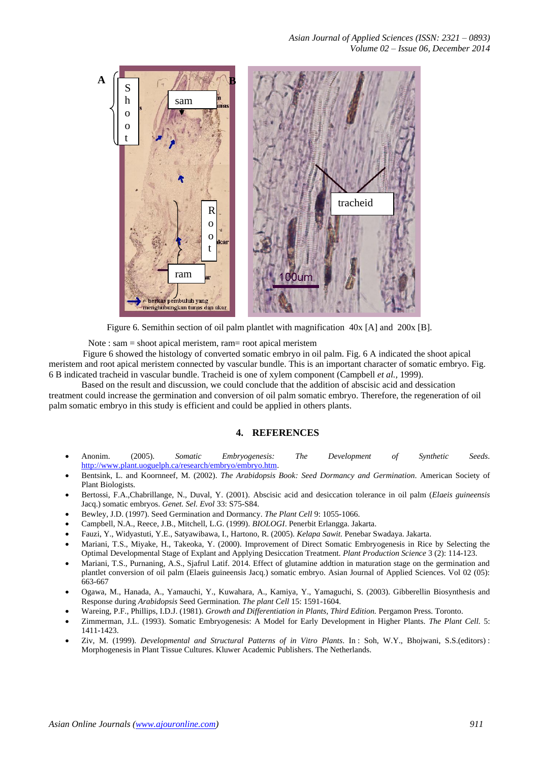Figure 6. Semithin section of oil palm plantlet with magnification 40x [A] and 200x [B].

Note : sam = shoot apical meristem, ram= root apical meristem

Figure 6 showed the histology of converted somatic embryo in oil palm. Fig. 6 A indicated the shoot apical meristem and root apical meristem connected by vascular bundle. This is an important character of somatic embryo. Fig. 6 B indicated tracheid in vascular bundle. Tracheid is one of xylem component (Campbell *et al.*, 1999).

Based on the result and discussion, we could conclude that the addition of abscisic acid and dessication treatment could increase the germination and conversion of oil palm somatic embryo. Therefore, the regeneration of oil palm somatic embryo in this study is efficient and could be applied in others plants.

## 4. REFERENCES

- Anonim. (2005). *Somatic Embryogenesis: The Development of Synthetic Seeds*. http://www.plant.uoguelph.ca/research/embryo/embryo.htm.
- Bentsink, L. and Koornneef, M. (2002). *The Arabidopsis Book: Seed Dormancy and Germination*. American Society of Plant Biologists.
- Bertossi, F.A.,Chabrillange, N., Duval, Y. (2001). Abscisic acid and desiccation tolerance in oil palm (*Elaeis guineensis* Jacq.) somatic embryos. *Genet. Sel. Evol* 33: S75-S84.
- Bewley, J.D. (1997). Seed Germination and Dormancy. *The Plant Cell* 9: 1055-1066.
- Campbell, N.A., Reece, J.B., Mitchell, L.G. (1999). *BIOLOGI*. Penerbit Erlangga. Jakarta.
- Fauzi, Y., Widyastuti, Y.E., Satyawibawa, I., Hartono, R. (2005). *Kelapa Sawit*. Penebar Swadaya. Jakarta.
- Mariani, T.S., Miyake, H., Takeoka, Y. (2000). Improvement of Direct Somatic Embryogenesis in Rice by Selecting the Optimal Developmental Stage of Explant and Applying Desiccation Treatment. *Plant Production Science* 3 (2): 114-123.
- Mariani, T.S., Purnaning, A.S., Sjafrul Latif. 2014. Effect of glutamine addtion in maturation stage on the germination and plantlet conversion of oil palm (Elaeis guineensis Jacq.) somatic embryo. Asian Journal of Applied Sciences. Vol 02 (05): 663-667
- Ogawa, M., Hanada, A., Yamauchi, Y., Kuwahara, A., Kamiya, Y., Yamaguchi, S. (2003). Gibberellin Biosynthesis and Response during *Arabidopsis* Seed Germination. *The plant Cell* 15: 1591-1604.
- Wareing, P.F., Phillips, I.D.J. (1981). *Growth and Differentiation in Plants, Third Edition.* Pergamon Press. Toronto.
- Zimmerman, J.L. (1993). Somatic Embryogenesis: A Model for Early Development in Higher Plants. *The Plant Cell.* 5: 1411-1423.
- Ziv, M. (1999). *Developmental and Structural Patterns of in Vitro Plants*. In : Soh, W.Y., Bhojwani, S.S.(editors) : Morphogenesis in Plant Tissue Cultures. Kluwer Academic Publishers. The Netherlands.